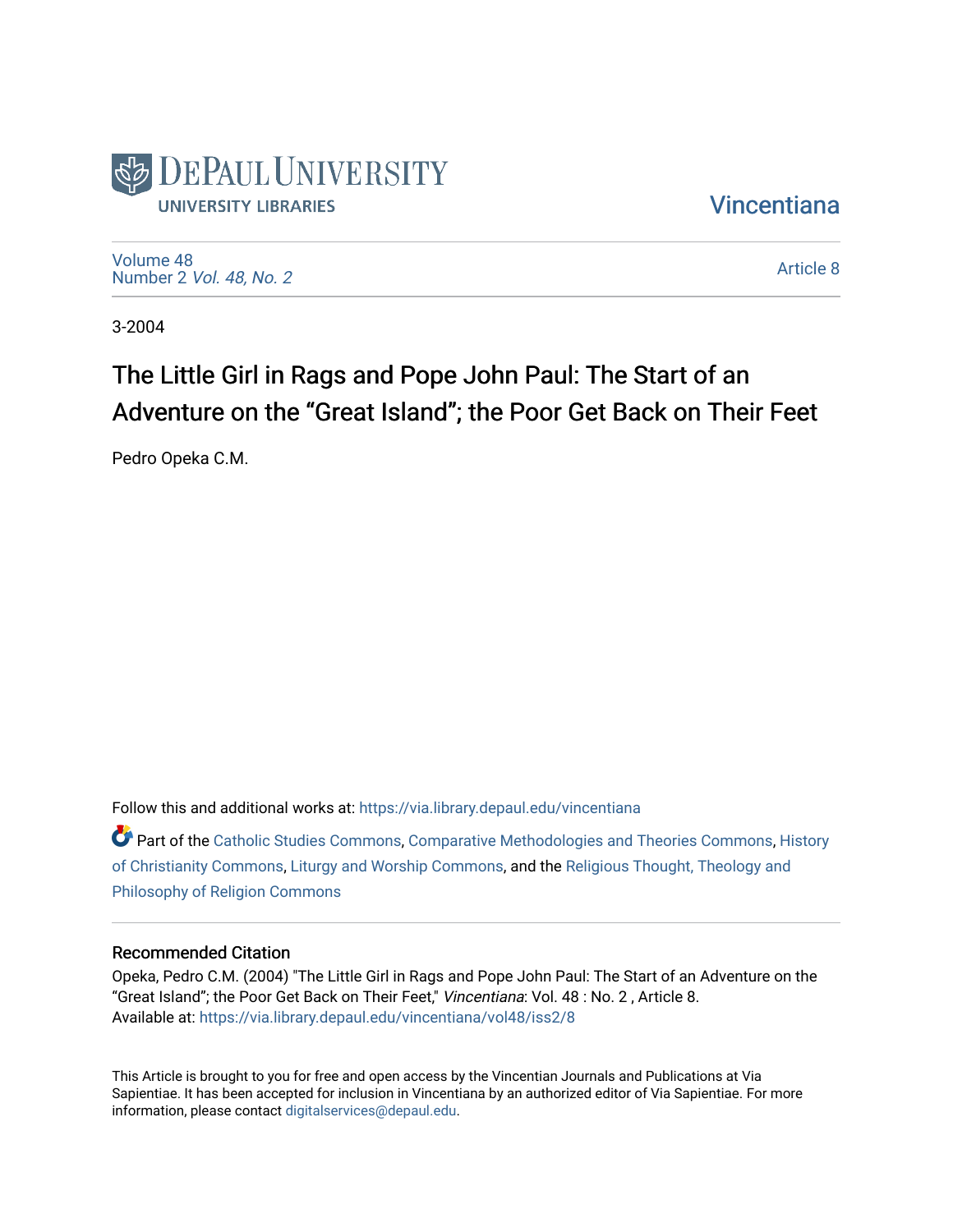DePaul University
UNIVERSITY LIBRARIES

Vincentiana

Volume 48
Number 2 *Vol. 48, No. 2*

Article 8

3-2004

# The Little Girl in Rags and Pope John Paul: The Start of an Adventure on the "Great Island"; the Poor Get Back on Their Feet

Pedro Opeka C.M.

Follow this and additional works at: https://via.library.depaul.edu/vincentiana

Part of the Catholic Studies Commons, Comparative Methodologies and Theories Commons, History of Christianity Commons, Liturgy and Worship Commons, and the Religious Thought, Theology and Philosophy of Religion Commons

## Recommended Citation

Opeka, Pedro C.M. (2004) "The Little Girl in Rags and Pope John Paul: The Start of an Adventure on the "Great Island"; the Poor Get Back on Their Feet," *Vincentiana*: Vol. 48 : No. 2 , Article 8.
Available at: https://via.library.depaul.edu/vincentiana/vol48/iss2/8

This Article is brought to you for free and open access by the Vincentian Journals and Publications at Via Sapientiae. It has been accepted for inclusion in Vincentiana by an authorized editor of Via Sapientiae. For more information, please contact digitalservices@depaul.edu.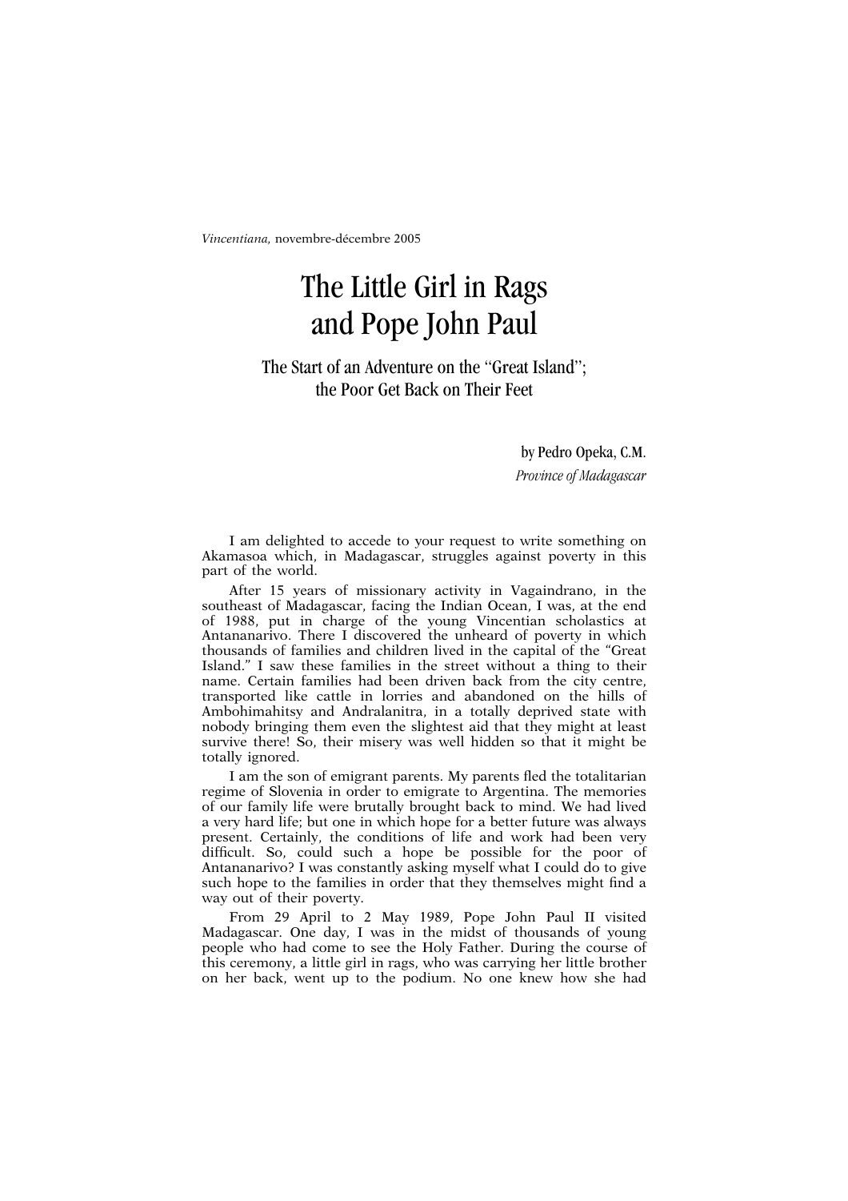*Vincentiana*, novembre-décembre 2005

# The Little Girl in Rags and Pope John Paul

## The Start of an Adventure on the "Great Island"; the Poor Get Back on Their Feet

by Pedro Opeka, C.M.
*Province of Madagascar*

I am delighted to accede to your request to write something on Akamasoa which, in Madagascar, struggles against poverty in this part of the world.

After 15 years of missionary activity in Vagaindrano, in the southeast of Madagascar, facing the Indian Ocean, I was, at the end of 1988, put in charge of the young Vincentian scholastics at Antananarivo. There I discovered the unheard of poverty in which thousands of families and children lived in the capital of the "Great Island." I saw these families in the street without a thing to their name. Certain families had been driven back from the city centre, transported like cattle in lorries and abandoned on the hills of Ambohimahitsy and Andralanitra, in a totally deprived state with nobody bringing them even the slightest aid that they might at least survive there! So, their misery was well hidden so that it might be totally ignored.

I am the son of emigrant parents. My parents fled the totalitarian regime of Slovenia in order to emigrate to Argentina. The memories of our family life were brutally brought back to mind. We had lived a very hard life; but one in which hope for a better future was always present. Certainly, the conditions of life and work had been very difficult. So, could such a hope be possible for the poor of Antananarivo? I was constantly asking myself what I could do to give such hope to the families in order that they themselves might find a way out of their poverty.

From 29 April to 2 May 1989, Pope John Paul II visited Madagascar. One day, I was in the midst of thousands of young people who had come to see the Holy Father. During the course of this ceremony, a little girl in rags, who was carrying her little brother on her back, went up to the podium. No one knew how she had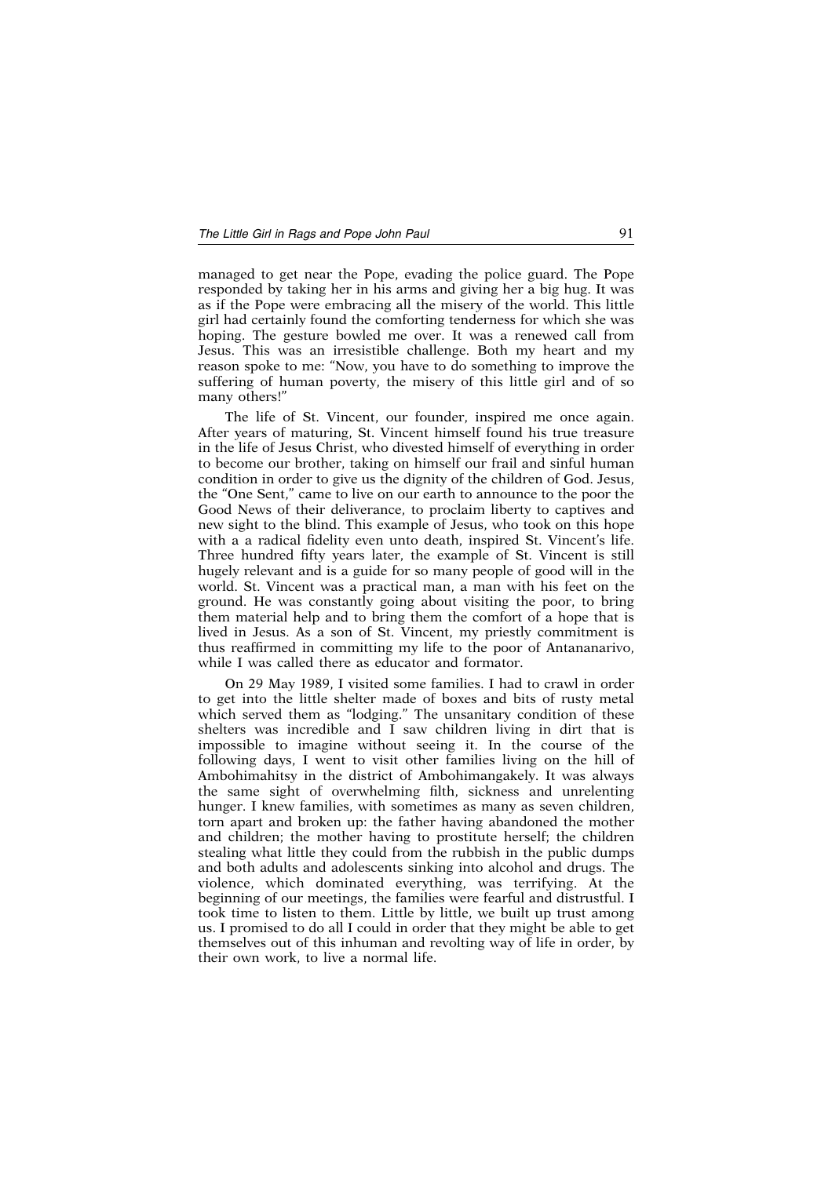managed to get near the Pope, evading the police guard. The Pope responded by taking her in his arms and giving her a big hug. It was as if the Pope were embracing all the misery of the world. This little girl had certainly found the comforting tenderness for which she was hoping. The gesture bowled me over. It was a renewed call from Jesus. This was an irresistible challenge. Both my heart and my reason spoke to me: "Now, you have to do something to improve the suffering of human poverty, the misery of this little girl and of so many others!"

The life of St. Vincent, our founder, inspired me once again. After years of maturing, St. Vincent himself found his true treasure in the life of Jesus Christ, who divested himself of everything in order to become our brother, taking on himself our frail and sinful human condition in order to give us the dignity of the children of God. Jesus, the "One Sent," came to live on our earth to announce to the poor the Good News of their deliverance, to proclaim liberty to captives and new sight to the blind. This example of Jesus, who took on this hope with a a radical fidelity even unto death, inspired St. Vincent's life. Three hundred fifty years later, the example of St. Vincent is still hugely relevant and is a guide for so many people of good will in the world. St. Vincent was a practical man, a man with his feet on the ground. He was constantly going about visiting the poor, to bring them material help and to bring them the comfort of a hope that is lived in Jesus. As a son of St. Vincent, my priestly commitment is thus reaffirmed in committing my life to the poor of Antananarivo, while I was called there as educator and formator.

On 29 May 1989, I visited some families. I had to crawl in order to get into the little shelter made of boxes and bits of rusty metal which served them as "lodging." The unsanitary condition of these shelters was incredible and I saw children living in dirt that is impossible to imagine without seeing it. In the course of the following days, I went to visit other families living on the hill of Ambohimahitsy in the district of Ambohimangakely. It was always the same sight of overwhelming filth, sickness and unrelenting hunger. I knew families, with sometimes as many as seven children, torn apart and broken up: the father having abandoned the mother and children; the mother having to prostitute herself; the children stealing what little they could from the rubbish in the public dumps and both adults and adolescents sinking into alcohol and drugs. The violence, which dominated everything, was terrifying. At the beginning of our meetings, the families were fearful and distrustful. I took time to listen to them. Little by little, we built up trust among us. I promised to do all I could in order that they might be able to get themselves out of this inhuman and revolting way of life in order, by their own work, to live a normal life.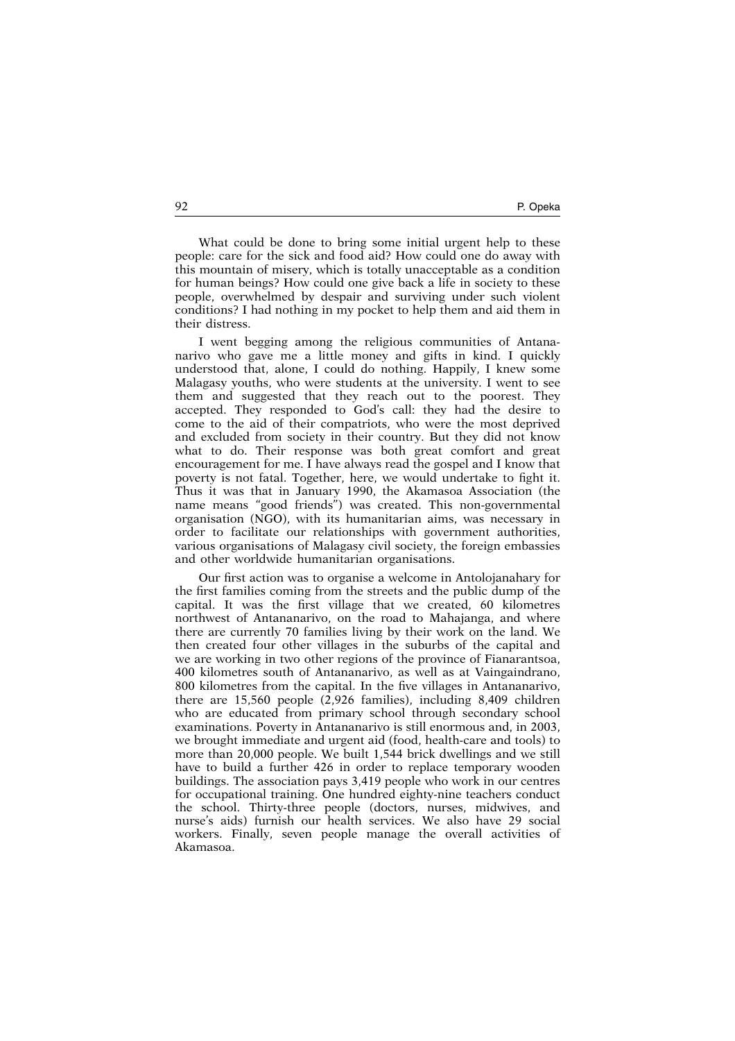What could be done to bring some initial urgent help to these people: care for the sick and food aid? How could one do away with this mountain of misery, which is totally unacceptable as a condition for human beings? How could one give back a life in society to these people, overwhelmed by despair and surviving under such violent conditions? I had nothing in my pocket to help them and aid them in their distress.

I went begging among the religious communities of Antananarivo who gave me a little money and gifts in kind. I quickly understood that, alone, I could do nothing. Happily, I knew some Malagasy youths, who were students at the university. I went to see them and suggested that they reach out to the poorest. They accepted. They responded to God's call: they had the desire to come to the aid of their compatriots, who were the most deprived and excluded from society in their country. But they did not know what to do. Their response was both great comfort and great encouragement for me. I have always read the gospel and I know that poverty is not fatal. Together, here, we would undertake to fight it. Thus it was that in January 1990, the Akamasoa Association (the name means "good friends") was created. This non-governmental organisation (NGO), with its humanitarian aims, was necessary in order to facilitate our relationships with government authorities, various organisations of Malagasy civil society, the foreign embassies and other worldwide humanitarian organisations.

Our first action was to organise a welcome in Antolojanahary for the first families coming from the streets and the public dump of the capital. It was the first village that we created, 60 kilometres northwest of Antananarivo, on the road to Mahajanga, and where there are currently 70 families living by their work on the land. We then created four other villages in the suburbs of the capital and we are working in two other regions of the province of Fianarantsoa, 400 kilometres south of Antananarivo, as well as at Vaingaindrano, 800 kilometres from the capital. In the five villages in Antananarivo, there are 15,560 people (2,926 families), including 8,409 children who are educated from primary school through secondary school examinations. Poverty in Antananarivo is still enormous and, in 2003, we brought immediate and urgent aid (food, health-care and tools) to more than 20,000 people. We built 1,544 brick dwellings and we still have to build a further 426 in order to replace temporary wooden buildings. The association pays 3,419 people who work in our centres for occupational training. One hundred eighty-nine teachers conduct the school. Thirty-three people (doctors, nurses, midwives, and nurse's aids) furnish our health services. We also have 29 social workers. Finally, seven people manage the overall activities of Akamasoa.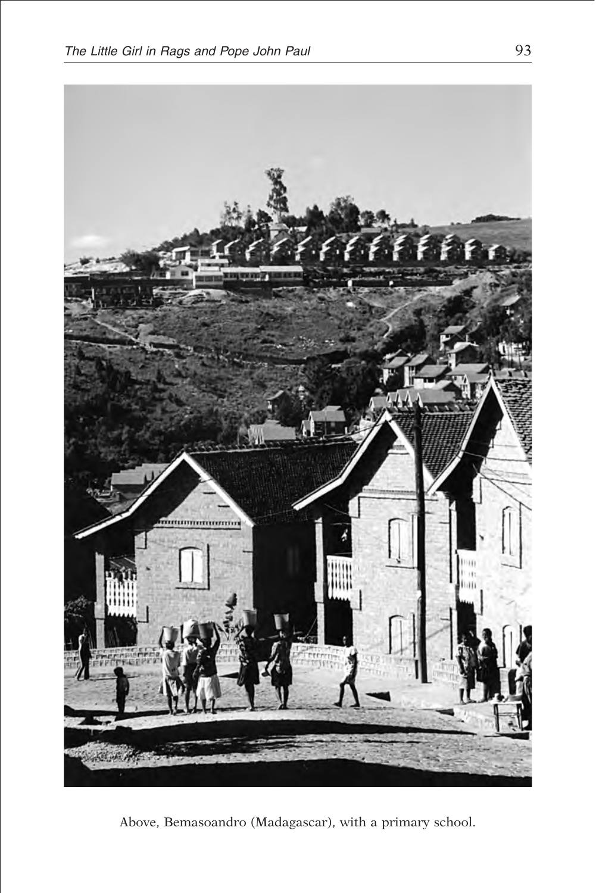Above, Bemasoandro (Madagascar), with a primary school.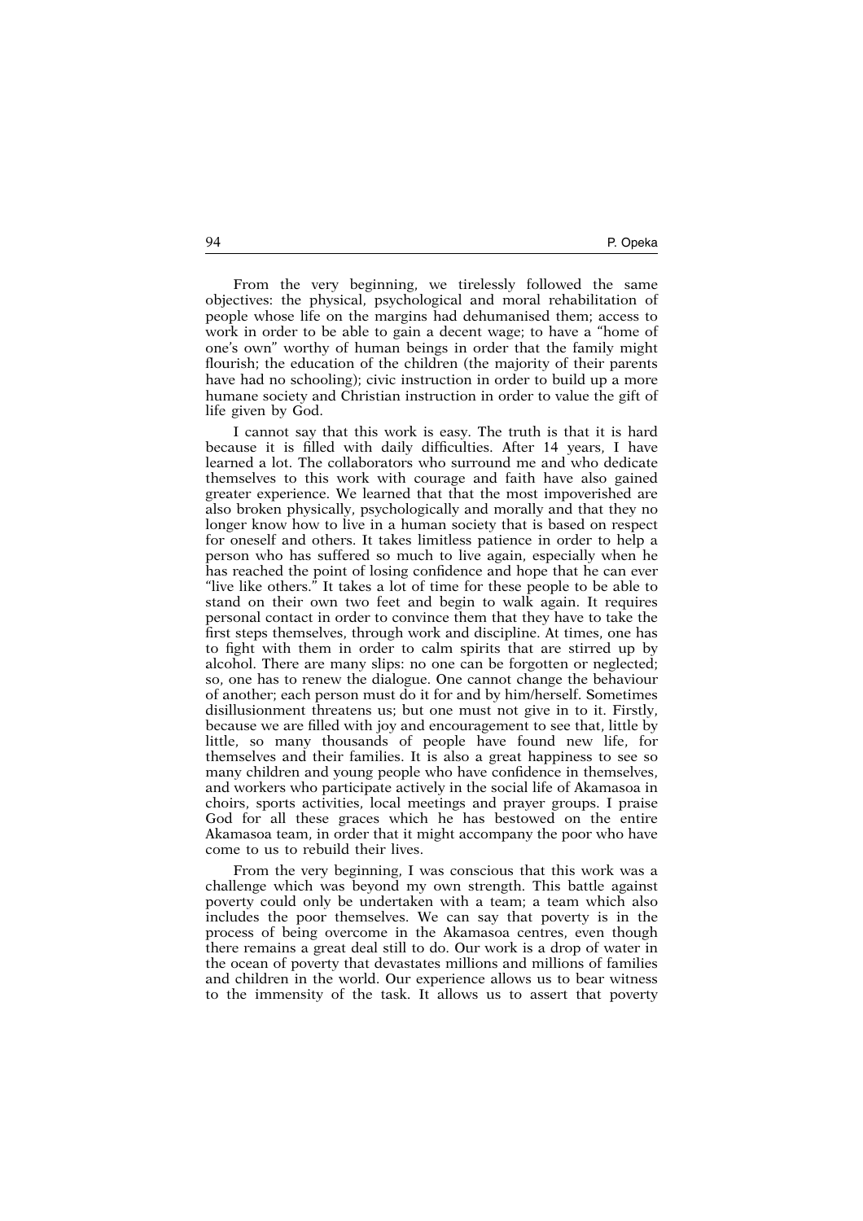From the very beginning, we tirelessly followed the same objectives: the physical, psychological and moral rehabilitation of people whose life on the margins had dehumanised them; access to work in order to be able to gain a decent wage; to have a "home of one's own" worthy of human beings in order that the family might flourish; the education of the children (the majority of their parents have had no schooling); civic instruction in order to build up a more humane society and Christian instruction in order to value the gift of life given by God.

I cannot say that this work is easy. The truth is that it is hard because it is filled with daily difficulties. After 14 years, I have learned a lot. The collaborators who surround me and who dedicate themselves to this work with courage and faith have also gained greater experience. We learned that that the most impoverished are also broken physically, psychologically and morally and that they no longer know how to live in a human society that is based on respect for oneself and others. It takes limitless patience in order to help a person who has suffered so much to live again, especially when he has reached the point of losing confidence and hope that he can ever "live like others." It takes a lot of time for these people to be able to stand on their own two feet and begin to walk again. It requires personal contact in order to convince them that they have to take the first steps themselves, through work and discipline. At times, one has to fight with them in order to calm spirits that are stirred up by alcohol. There are many slips: no one can be forgotten or neglected; so, one has to renew the dialogue. One cannot change the behaviour of another; each person must do it for and by him/herself. Sometimes disillusionment threatens us; but one must not give in to it. Firstly, because we are filled with joy and encouragement to see that, little by little, so many thousands of people have found new life, for themselves and their families. It is also a great happiness to see so many children and young people who have confidence in themselves, and workers who participate actively in the social life of Akamasoa in choirs, sports activities, local meetings and prayer groups. I praise God for all these graces which he has bestowed on the entire Akamasoa team, in order that it might accompany the poor who have come to us to rebuild their lives.

From the very beginning, I was conscious that this work was a challenge which was beyond my own strength. This battle against poverty could only be undertaken with a team; a team which also includes the poor themselves. We can say that poverty is in the process of being overcome in the Akamasoa centres, even though there remains a great deal still to do. Our work is a drop of water in the ocean of poverty that devastates millions and millions of families and children in the world. Our experience allows us to bear witness to the immensity of the task. It allows us to assert that poverty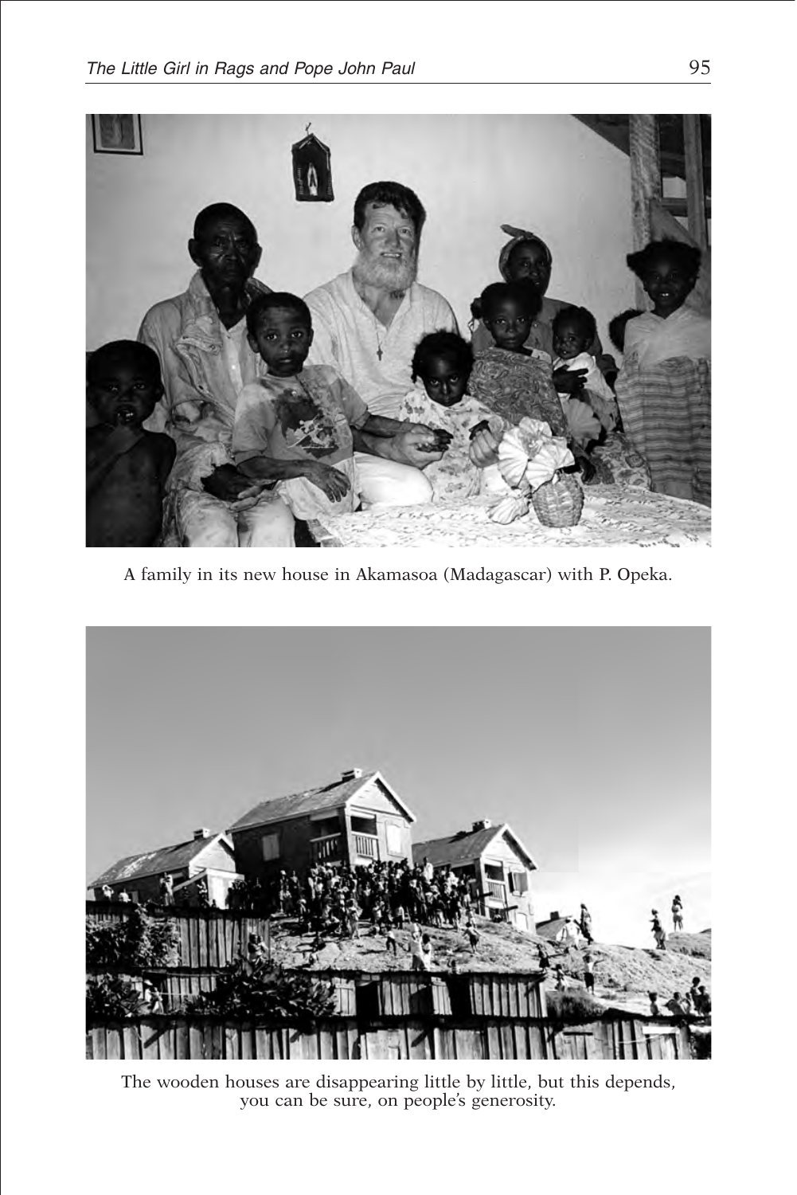A family in its new house in Akamasoa (Madagascar) with P. Opeka.

The wooden houses are disappearing little by little, but this depends, you can be sure, on people's generosity.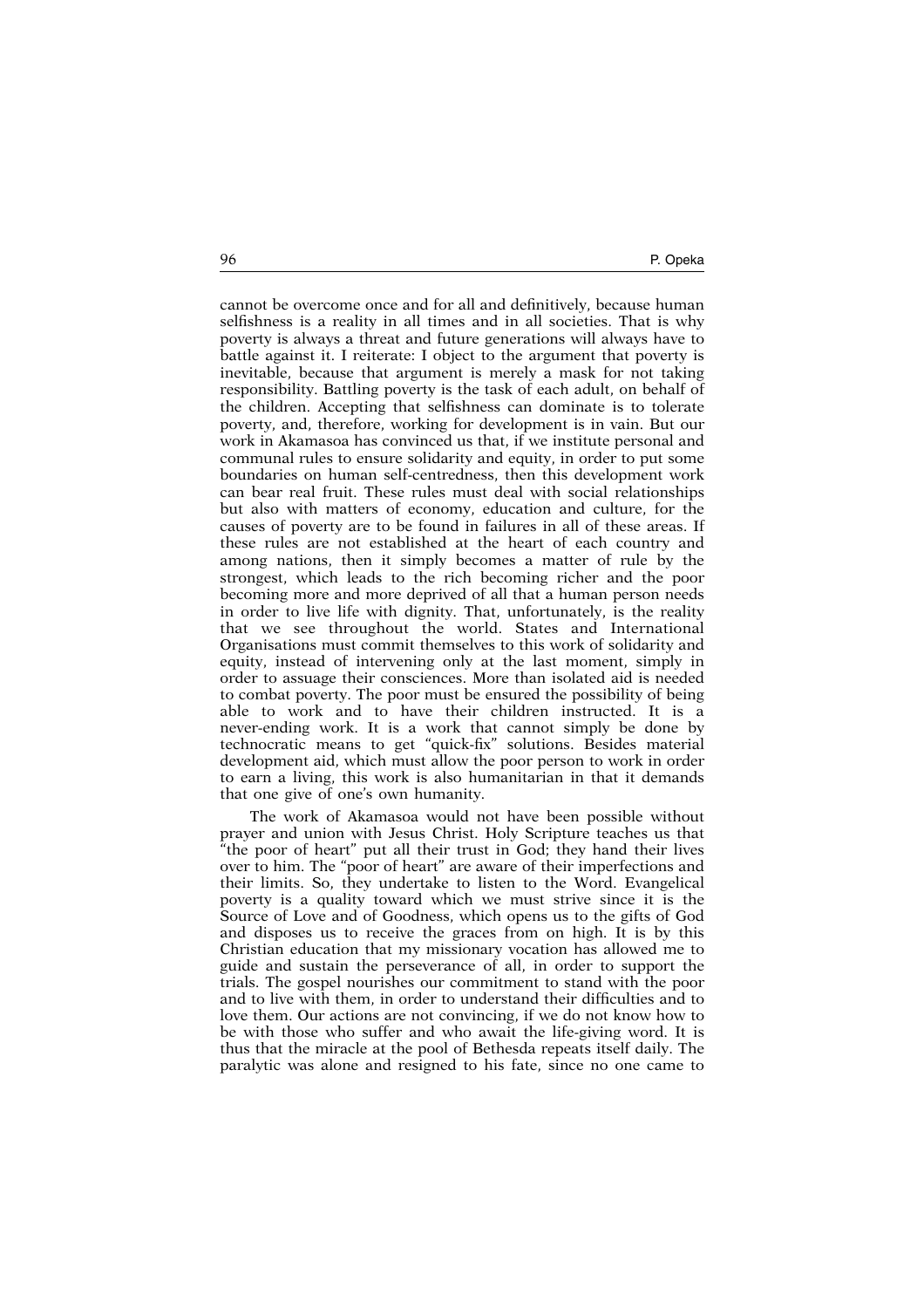cannot be overcome once and for all and definitively, because human selfishness is a reality in all times and in all societies. That is why poverty is always a threat and future generations will always have to battle against it. I reiterate: I object to the argument that poverty is inevitable, because that argument is merely a mask for not taking responsibility. Battling poverty is the task of each adult, on behalf of the children. Accepting that selfishness can dominate is to tolerate poverty, and, therefore, working for development is in vain. But our work in Akamasoa has convinced us that, if we institute personal and communal rules to ensure solidarity and equity, in order to put some boundaries on human self-centredness, then this development work can bear real fruit. These rules must deal with social relationships but also with matters of economy, education and culture, for the causes of poverty are to be found in failures in all of these areas. If these rules are not established at the heart of each country and among nations, then it simply becomes a matter of rule by the strongest, which leads to the rich becoming richer and the poor becoming more and more deprived of all that a human person needs in order to live life with dignity. That, unfortunately, is the reality that we see throughout the world. States and International Organisations must commit themselves to this work of solidarity and equity, instead of intervening only at the last moment, simply in order to assuage their consciences. More than isolated aid is needed to combat poverty. The poor must be ensured the possibility of being able to work and to have their children instructed. It is a never-ending work. It is a work that cannot simply be done by technocratic means to get "quick-fix" solutions. Besides material development aid, which must allow the poor person to work in order to earn a living, this work is also humanitarian in that it demands that one give of one's own humanity.

The work of Akamasoa would not have been possible without prayer and union with Jesus Christ. Holy Scripture teaches us that "the poor of heart" put all their trust in God; they hand their lives over to him. The "poor of heart" are aware of their imperfections and their limits. So, they undertake to listen to the Word. Evangelical poverty is a quality toward which we must strive since it is the Source of Love and of Goodness, which opens us to the gifts of God and disposes us to receive the graces from on high. It is by this Christian education that my missionary vocation has allowed me to guide and sustain the perseverance of all, in order to support the trials. The gospel nourishes our commitment to stand with the poor and to live with them, in order to understand their difficulties and to love them. Our actions are not convincing, if we do not know how to be with those who suffer and who await the life-giving word. It is thus that the miracle at the pool of Bethesda repeats itself daily. The paralytic was alone and resigned to his fate, since no one came to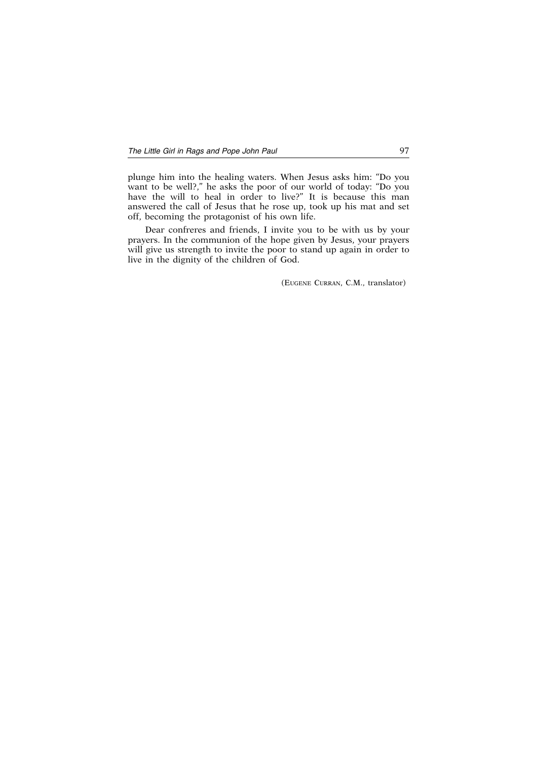plunge him into the healing waters. When Jesus asks him: "Do you want to be well?," he asks the poor of our world of today: "Do you have the will to heal in order to live?" It is because this man answered the call of Jesus that he rose up, took up his mat and set off, becoming the protagonist of his own life.

Dear confreres and friends, I invite you to be with us by your prayers. In the communion of the hope given by Jesus, your prayers will give us strength to invite the poor to stand up again in order to live in the dignity of the children of God.

(EUGENE CURRAN, C.M., translator)